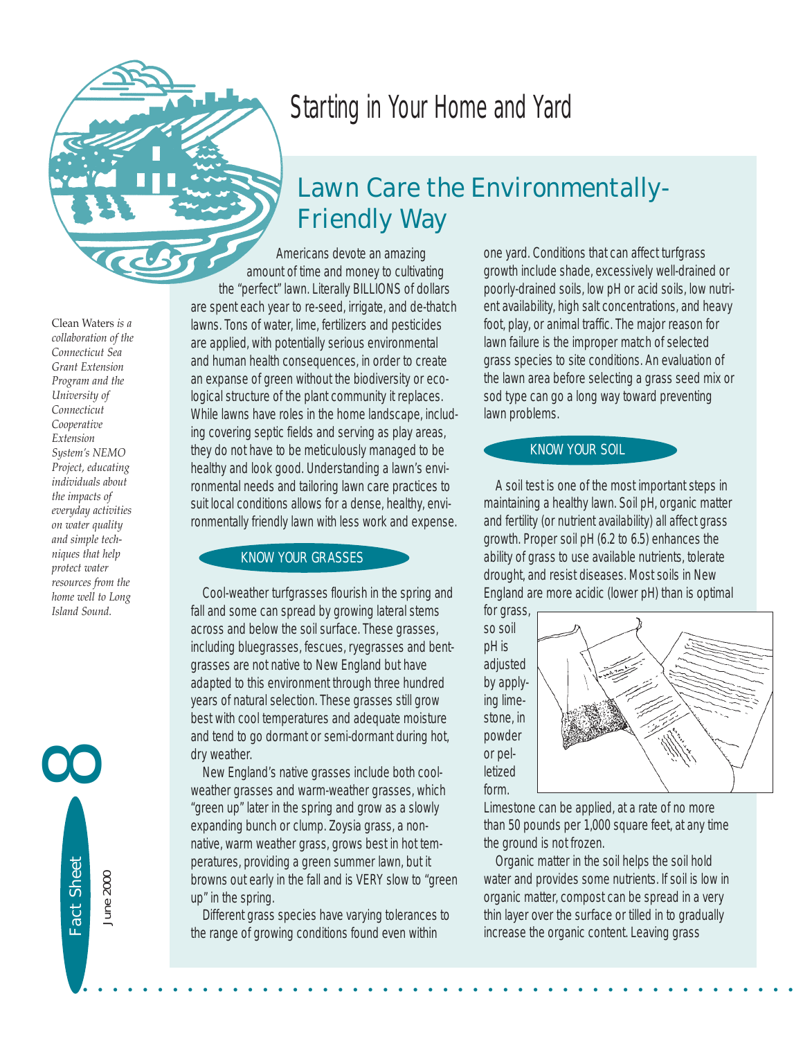# Starting in Your Home and Yard

## Lawn Care the Environmentally-Friendly Way

*Clean Waters is a collaboration of the Connecticut Sea Grant Extension Program and the University of Connecticut Cooperative Extension System's NEMO Project, educating individuals about the impacts of everyday activities on water quality and simple techniques that help protect water resources from the home well to Long Island Sound.*

Fact Sheet 8

June 2000

Americans devote an amazing amount of time and money to cultivating the "perfect" lawn. Literally BILLIONS of dollars are spent each year to re-seed, irrigate, and de-thatch lawns. Tons of water, lime, fertilizers and pesticides are applied, with potentially serious environmental and human health consequences, in order to create an expanse of green without the biodiversity or ecological structure of the plant community it replaces. While lawns have roles in the home landscape, including covering septic fields and serving as play areas, they do not have to be meticulously managed to be healthy and look good. Understanding a lawn's environmental needs and tailoring lawn care practices to suit local conditions allows for a dense, healthy, environmentally friendly lawn with less work and expense.

### KNOW YOUR GRASSES

Cool-weather turfgrasses flourish in the spring and fall and some can spread by growing lateral stems across and below the soil surface. These grasses, including bluegrasses, fescues, ryegrasses and bentgrasses are not native to New England but have adapted to this environment through three hundred years of natural selection. These grasses still grow best with cool temperatures and adequate moisture and tend to go dormant or semi-dormant during hot, dry weather.

New England's native grasses include both cool-weather grasses and warm-weather grasses, which "green up" later in the spring and grow as a slowly expanding bunch or clump. Zoysia grass, a non-native, warm weather grass, grows best in hot temperatures, providing a green summer lawn, but it browns out early in the fall and is VERY slow to "green up" in the spring.

Different grass species have varying tolerances to the range of growing conditions found even within one yard. Conditions that can affect turfgrass growth include shade, excessively well-drained or poorly-drained soils, low pH or acid soils, low nutrient availability, high salt concentrations, and heavy foot, play, or animal traffic. The major reason for lawn failure is the improper match of selected grass species to site conditions. An evaluation of the lawn area before selecting a grass seed mix or sod type can go a long way toward preventing lawn problems.

### KNOW YOUR SOIL

A soil test is one of the most important steps in maintaining a healthy lawn. Soil pH, organic matter and fertility (or nutrient availability) all affect grass growth. Proper soil pH (6.2 to 6.5) enhances the ability of grass to use available nutrients, tolerate drought, and resist diseases. Most soils in New England are more acidic (lower pH) than is optimal for grass, so soil pH is adjusted by applying limestone, in powder or pelletized form. Limestone can be applied, at a rate of no more than 50 pounds per 1,000 square feet, at any time the ground is not frozen.

Organic matter in the soil helps the soil hold water and provides some nutrients. If soil is low in organic matter, compost can be spread in a very thin layer over the surface or tilled in to gradually increase the organic content. Leaving grass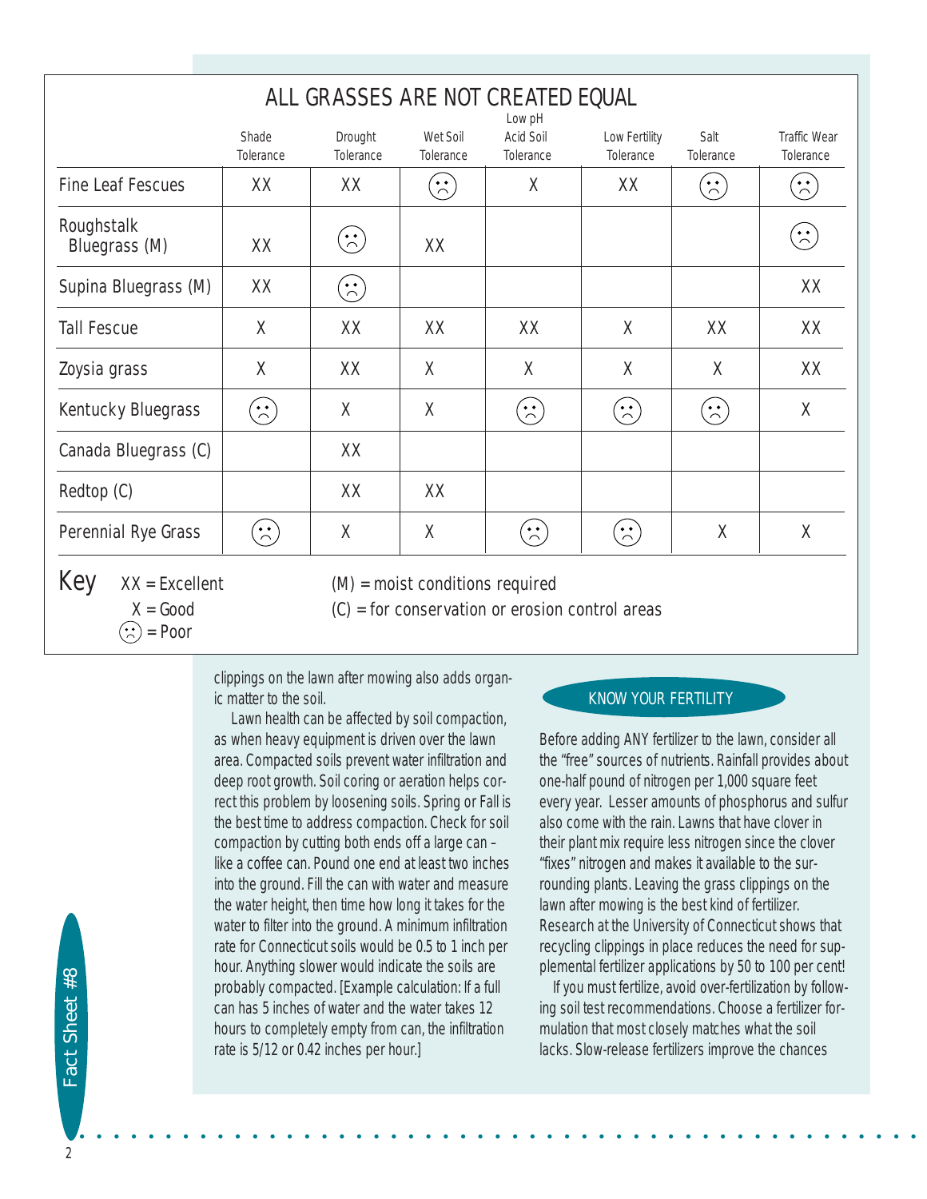## ALL GRASSES ARE NOT CREATED EQUAL

| | Shade Tolerance | Drought Tolerance | Wet Soil Tolerance | Low pH Acid Soil Tolerance | Low Fertility Tolerance | Salt Tolerance | Traffic Wear Tolerance |
|---|---|---|---|---|---|---|---|
| Fine Leaf Fescues | XX | XX | ☹ | X | XX | ☹ | ☹ |
| Roughstalk Bluegrass (M) | XX | ☹ | XX | | | | ☹ |
| Supina Bluegrass (M) | XX | ☹ | | | | | XX |
| Tall Fescue | X | XX | XX | XX | X | XX | XX |
| Zoysia grass | X | XX | X | X | X | X | XX |
| Kentucky Bluegrass | ☹ | X | X | ☹ | ☹ | ☹ | X |
| Canada Bluegrass (C) | | XX | | | | | |
| Redtop (C) | | XX | XX | | | | |
| Perennial Rye Grass | ☹ | X | X | ☹ | ☹ | X | X |

**Key**
XX = Excellent
X = Good
☹ = Poor

(M) = moist conditions required
(C) = for conservation or erosion control areas

clippings on the lawn after mowing also adds organic matter to the soil.

Lawn health can be affected by soil compaction, as when heavy equipment is driven over the lawn area. Compacted soils prevent water infiltration and deep root growth. Soil coring or aeration helps correct this problem by loosening soils. Spring or Fall is the best time to address compaction. Check for soil compaction by cutting both ends off a large can – like a coffee can. Pound one end at least two inches into the ground. Fill the can with water and measure the water height, then time how long it takes for the water to filter into the ground. A minimum infiltration rate for Connecticut soils would be 0.5 to 1 inch per hour. Anything slower would indicate the soils are probably compacted. [Example calculation: If a full can has 5 inches of water and the water takes 12 hours to completely empty from can, the infiltration rate is 5/12 or 0.42 inches per hour.]

## KNOW YOUR FERTILITY

Before adding ANY fertilizer to the lawn, consider all the "free" sources of nutrients. Rainfall provides about one-half pound of nitrogen per 1,000 square feet every year. Lesser amounts of phosphorus and sulfur also come with the rain. Lawns that have clover in their plant mix require less nitrogen since the clover "fixes" nitrogen and makes it available to the surrounding plants. Leaving the grass clippings on the lawn after mowing is the best kind of fertilizer. Research at the University of Connecticut shows that recycling clippings in place reduces the need for supplemental fertilizer applications by 50 to 100 per cent!

If you must fertilize, avoid over-fertilization by following soil test recommendations. Choose a fertilizer formulation that most closely matches what the soil lacks. Slow-release fertilizers improve the chances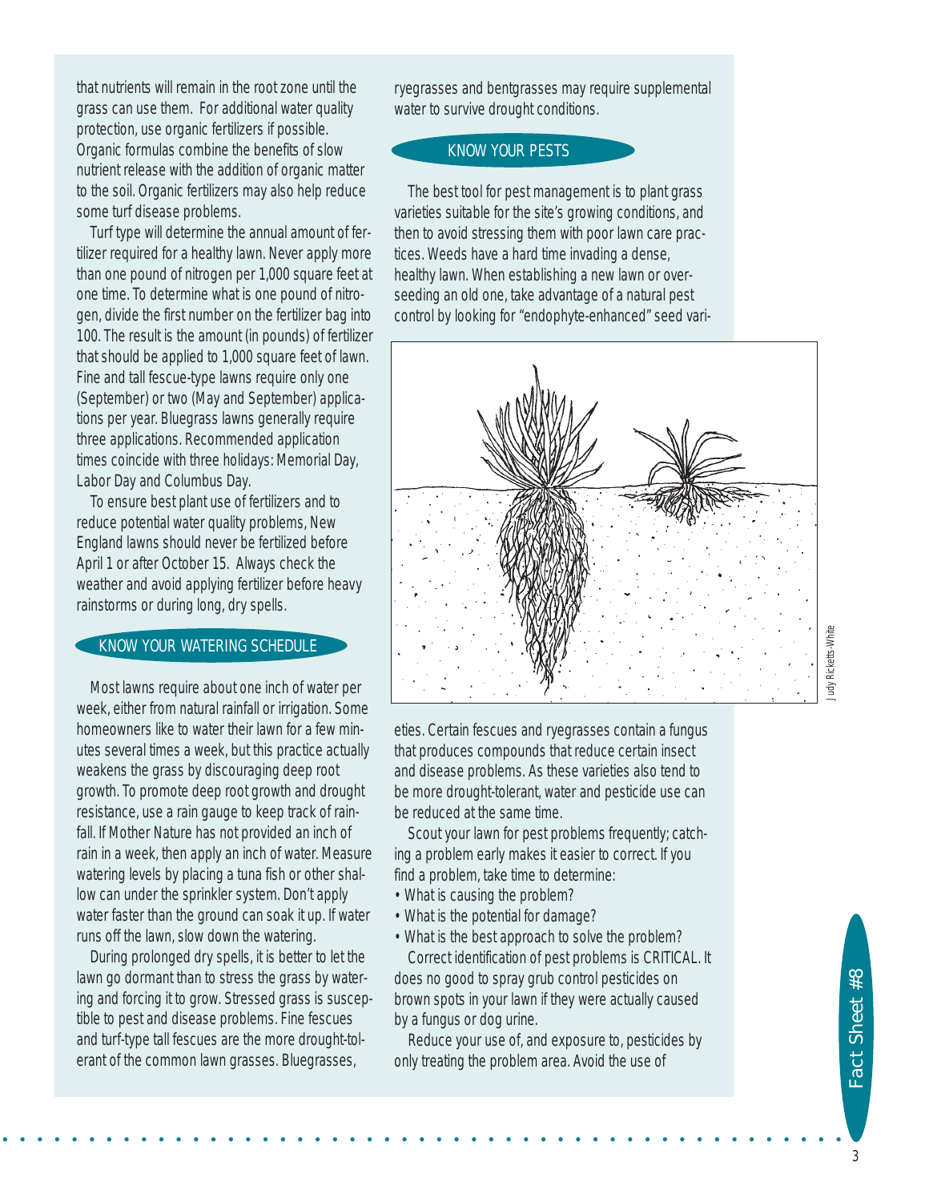that nutrients will remain in the root zone until the grass can use them. For additional water quality protection, use organic fertilizers if possible. Organic formulas combine the benefits of slow nutrient release with the addition of organic matter to the soil. Organic fertilizers may also help reduce some turf disease problems.

Turf type will determine the annual amount of fertilizer required for a healthy lawn. Never apply more than one pound of nitrogen per 1,000 square feet at one time. To determine what is one pound of nitrogen, divide the first number on the fertilizer bag into 100. The result is the amount (in pounds) of fertilizer that should be applied to 1,000 square feet of lawn. Fine and tall fescue-type lawns require only one (September) or two (May and September) applications per year. Bluegrass lawns generally require three applications. Recommended application times coincide with three holidays: Memorial Day, Labor Day and Columbus Day.

To ensure best plant use of fertilizers and to reduce potential water quality problems, New England lawns should never be fertilized before April 1 or after October 15. Always check the weather and avoid applying fertilizer before heavy rainstorms or during long, dry spells.

## KNOW YOUR WATERING SCHEDULE

Most lawns require about one inch of water per week, either from natural rainfall or irrigation. Some homeowners like to water their lawn for a few minutes several times a week, but this practice actually weakens the grass by discouraging deep root growth. To promote deep root growth and drought resistance, use a rain gauge to keep track of rainfall. If Mother Nature has not provided an inch of rain in a week, then apply an inch of water. Measure watering levels by placing a tuna fish or other shallow can under the sprinkler system. Don't apply water faster than the ground can soak it up. If water runs off the lawn, slow down the watering.

During prolonged dry spells, it is better to let the lawn go dormant than to stress the grass by watering and forcing it to grow. Stressed grass is susceptible to pest and disease problems. Fine fescues and turf-type tall fescues are the more drought-tolerant of the common lawn grasses. Bluegrasses, ryegrasses and bentgrasses may require supplemental water to survive drought conditions.

## KNOW YOUR PESTS

The best tool for pest management is to plant grass varieties suitable for the site's growing conditions, and then to avoid stressing them with poor lawn care practices. Weeds have a hard time invading a dense, healthy lawn. When establishing a new lawn or overseeding an old one, take advantage of a natural pest control by looking for "endophyte-enhanced" seed varieties. Certain fescues and ryegrasses contain a fungus that produces compounds that reduce certain insect and disease problems. As these varieties also tend to be more drought-tolerant, water and pesticide use can be reduced at the same time.

Judy Ricketts-White

Scout your lawn for pest problems frequently; catching a problem early makes it easier to correct. If you find a problem, take time to determine:

- What is causing the problem?
- What is the potential for damage?
- What is the best approach to solve the problem?

Correct identification of pest problems is CRITICAL. It does no good to spray grub control pesticides on brown spots in your lawn if they were actually caused by a fungus or dog urine.

Reduce your use of, and exposure to, pesticides by only treating the problem area. Avoid the use of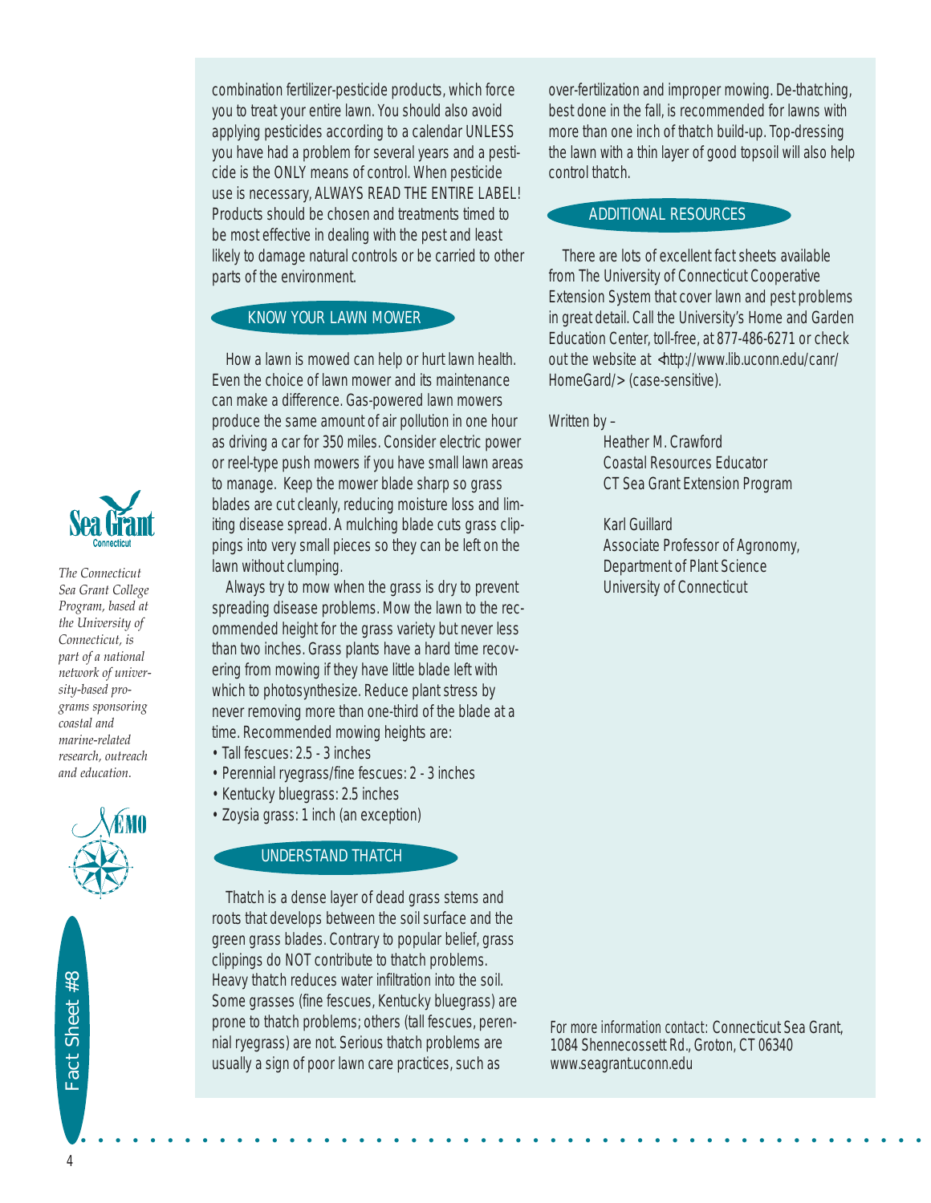combination fertilizer-pesticide products, which force you to treat your entire lawn. You should also avoid applying pesticides according to a calendar UNLESS you have had a problem for several years and a pesticide is the ONLY means of control. When pesticide use is necessary, ALWAYS READ THE ENTIRE LABEL! Products should be chosen and treatments timed to be most effective in dealing with the pest and least likely to damage natural controls or be carried to other parts of the environment.

## KNOW YOUR LAWN MOWER

How a lawn is mowed can help or hurt lawn health. Even the choice of lawn mower and its maintenance can make a difference. Gas-powered lawn mowers produce the same amount of air pollution in one hour as driving a car for 350 miles. Consider electric power or reel-type push mowers if you have small lawn areas to manage. Keep the mower blade sharp so grass blades are cut cleanly, reducing moisture loss and limiting disease spread. A mulching blade cuts grass clippings into very small pieces so they can be left on the lawn without clumping.

Always try to mow when the grass is dry to prevent spreading disease problems. Mow the lawn to the recommended height for the grass variety but never less than two inches. Grass plants have a hard time recovering from mowing if they have little blade left with which to photosynthesize. Reduce plant stress by never removing more than one-third of the blade at a time. Recommended mowing heights are:

- Tall fescues: 2.5 - 3 inches
- Perennial ryegrass/fine fescues: 2 - 3 inches
- Kentucky bluegrass: 2.5 inches
- Zoysia grass: 1 inch (an exception)

## UNDERSTAND THATCH

Thatch is a dense layer of dead grass stems and roots that develops between the soil surface and the green grass blades. Contrary to popular belief, grass clippings do NOT contribute to thatch problems. Heavy thatch reduces water infiltration into the soil. Some grasses (fine fescues, Kentucky bluegrass) are prone to thatch problems; others (tall fescues, perennial ryegrass) are not. Serious thatch problems are usually a sign of poor lawn care practices, such as over-fertilization and improper mowing. De-thatching, best done in the fall, is recommended for lawns with more than one inch of thatch build-up. Top-dressing the lawn with a thin layer of good topsoil will also help control thatch.

## ADDITIONAL RESOURCES

There are lots of excellent fact sheets available from The University of Connecticut Cooperative Extension System that cover lawn and pest problems in great detail. Call the University's Home and Garden Education Center, toll-free, at 877-486-6271 or check out the website at <http://www.lib.uconn.edu/canr/HomeGard/> (case-sensitive).

Written by –

Heather M. Crawford
Coastal Resources Educator
CT Sea Grant Extension Program

Karl Guillard
Associate Professor of Agronomy,
Department of Plant Science
University of Connecticut

For more information contact: Connecticut Sea Grant, 1084 Shennecossett Rd., Groton, CT 06340
www.seagrant.uconn.edu

Sea Grant Connecticut

*The Connecticut Sea Grant College Program, based at the University of Connecticut, is part of a national network of university-based programs sponsoring coastal and marine-related research, outreach and education.*

NEMO

Fact Sheet #8